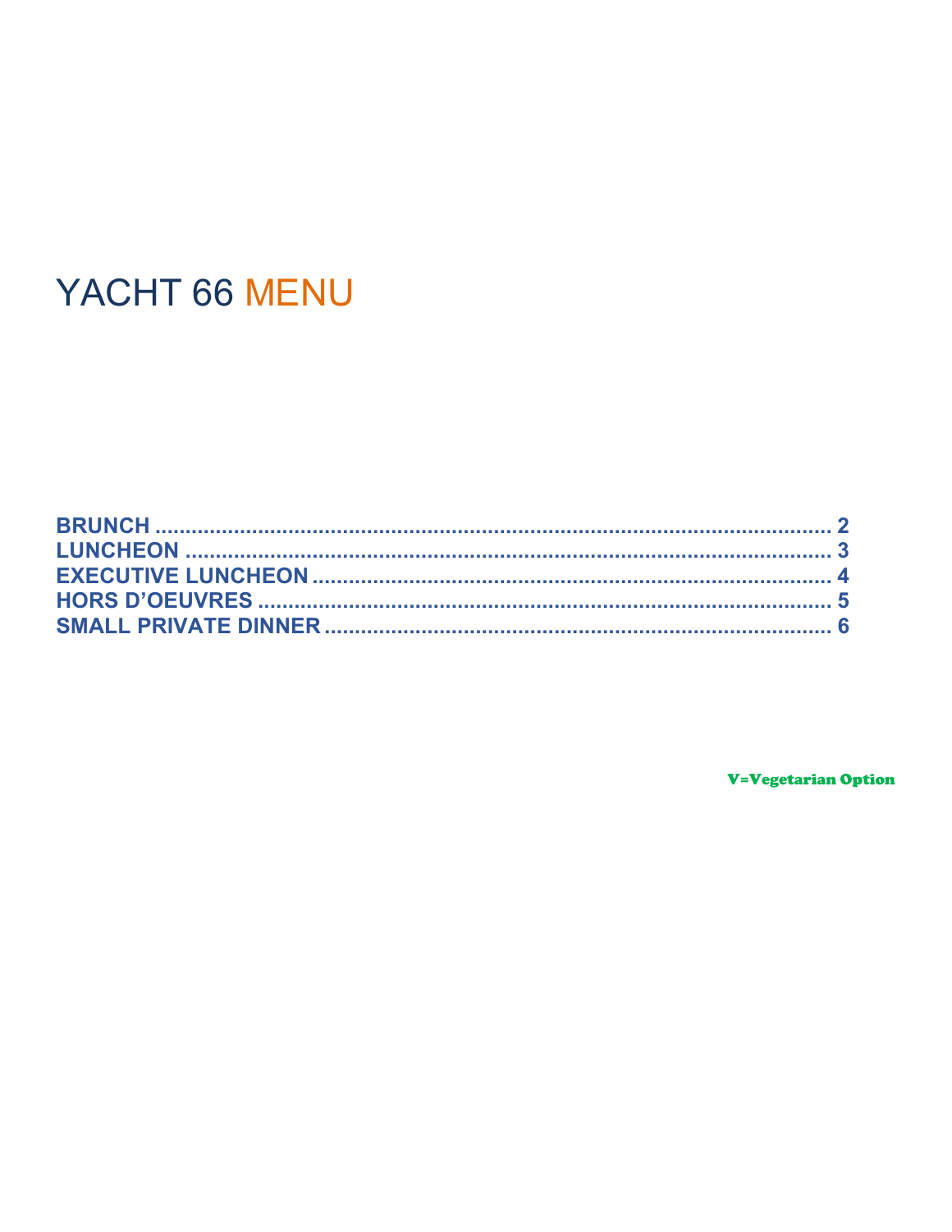# YACHT 66 MENU

**BRUNCH** ........................................................................................................ 2
**LUNCHEON** .................................................................................................... 3
**EXECUTIVE LUNCHEON** .................................................................................. 4
**HORS D'OEUVRES** .......................................................................................... 5
**SMALL PRIVATE DINNER** ................................................................................. 6

**V=Vegetarian Option**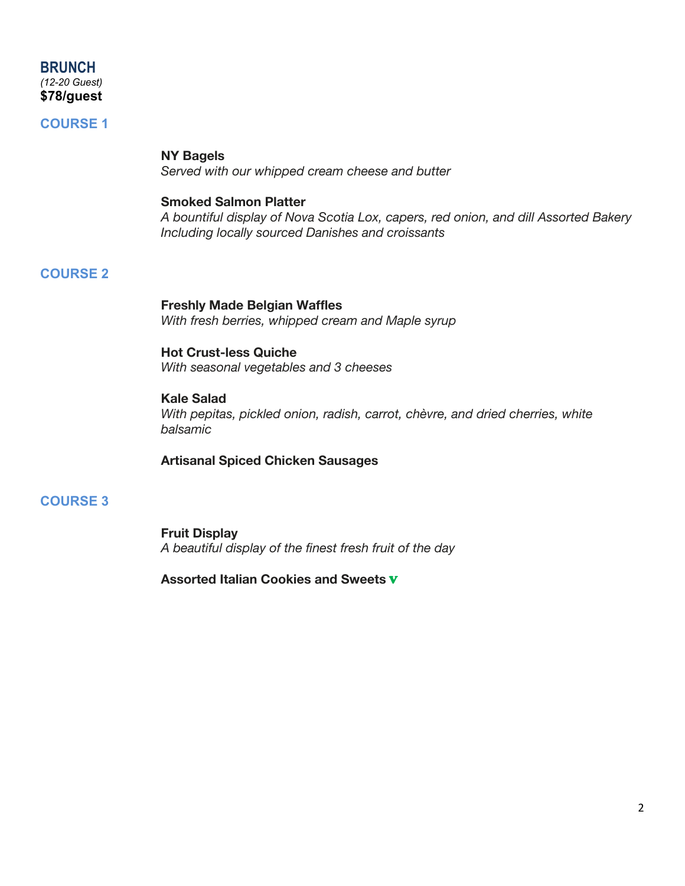## BRUNCH

*(12-20 Guest)*

**$78/guest**

### COURSE 1

**NY Bagels**
*Served with our whipped cream cheese and butter*

**Smoked Salmon Platter**
*A bountiful display of Nova Scotia Lox, capers, red onion, and dill Assorted Bakery Including locally sourced Danishes and croissants*

### COURSE 2

**Freshly Made Belgian Waffles**
*With fresh berries, whipped cream and Maple syrup*

**Hot Crust-less Quiche**
*With seasonal vegetables and 3 cheeses*

**Kale Salad**
*With pepitas, pickled onion, radish, carrot, chèvre, and dried cherries, white balsamic*

**Artisanal Spiced Chicken Sausages**

### COURSE 3

**Fruit Display**
*A beautiful display of the finest fresh fruit of the day*

**Assorted Italian Cookies and Sweets** v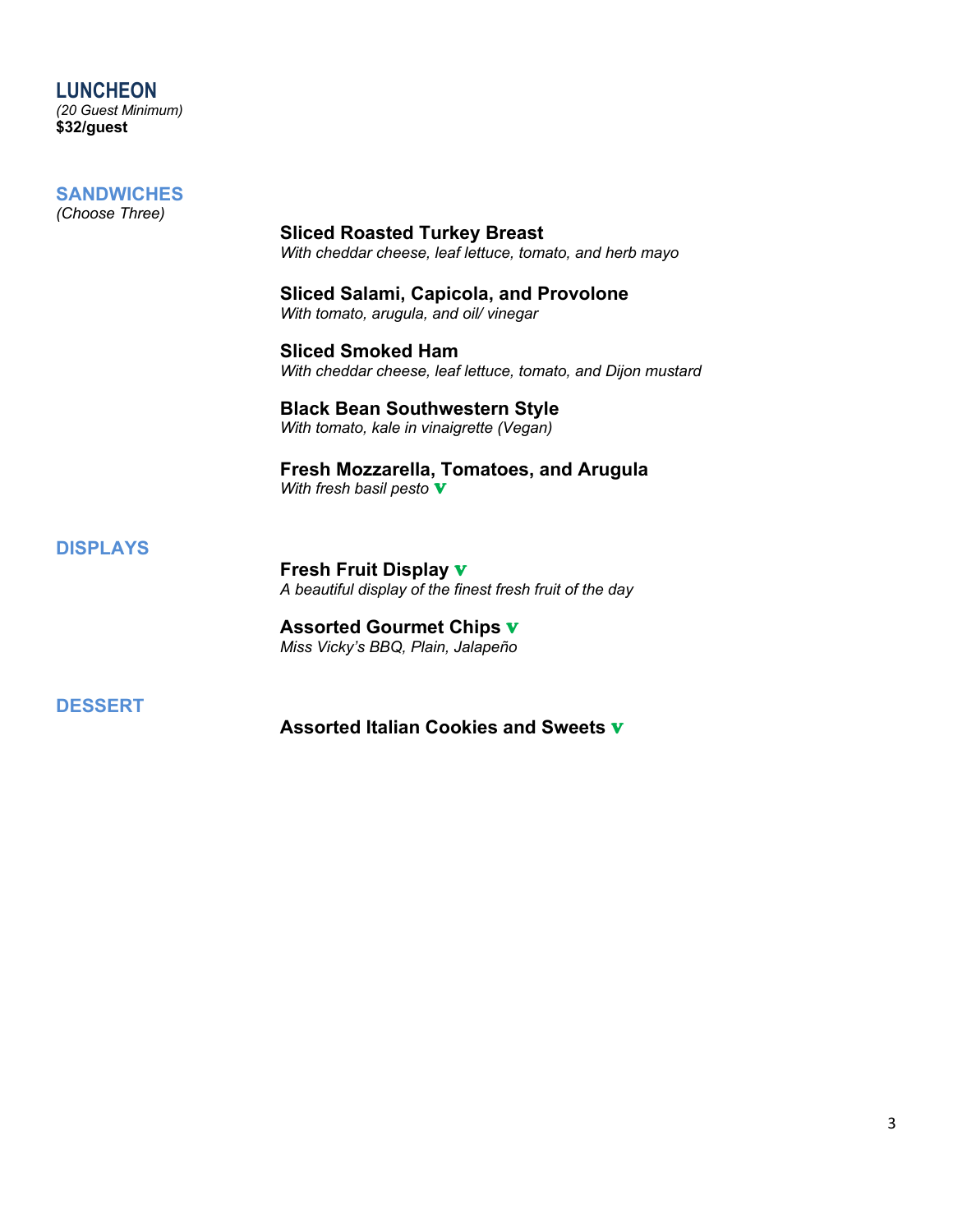## LUNCHEON

*(20 Guest Minimum)*
**$32/guest**

### SANDWICHES

*(Choose Three)*

**Sliced Roasted Turkey Breast**
*With cheddar cheese, leaf lettuce, tomato, and herb mayo*

**Sliced Salami, Capicola, and Provolone**
*With tomato, arugula, and oil/ vinegar*

**Sliced Smoked Ham**
*With cheddar cheese, leaf lettuce, tomato, and Dijon mustard*

**Black Bean Southwestern Style**
*With tomato, kale in vinaigrette (Vegan)*

**Fresh Mozzarella, Tomatoes, and Arugula**
*With fresh basil pesto* v

### DISPLAYS

**Fresh Fruit Display** v
*A beautiful display of the finest fresh fruit of the day*

**Assorted Gourmet Chips** v
*Miss Vicky's BBQ, Plain, Jalapeño*

### DESSERT

**Assorted Italian Cookies and Sweets** v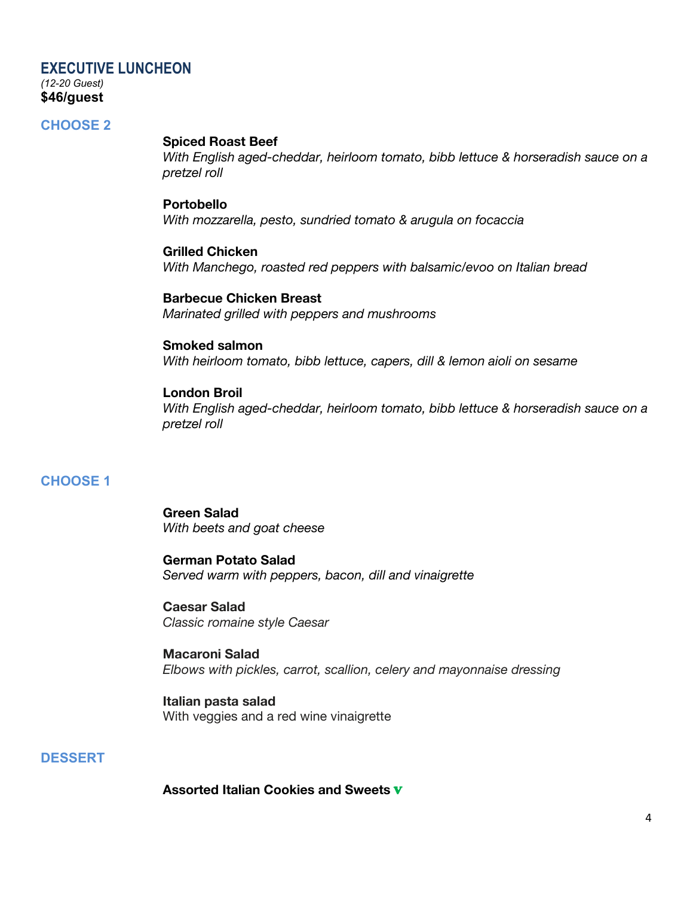## EXECUTIVE LUNCHEON

*(12-20 Guest)*

**$46/guest**

### CHOOSE 2

**Spiced Roast Beef**
*With English aged-cheddar, heirloom tomato, bibb lettuce & horseradish sauce on a pretzel roll*

**Portobello**
*With mozzarella, pesto, sundried tomato & arugula on focaccia*

**Grilled Chicken**
*With Manchego, roasted red peppers with balsamic/evoo on Italian bread*

**Barbecue Chicken Breast**
*Marinated grilled with peppers and mushrooms*

**Smoked salmon**
*With heirloom tomato, bibb lettuce, capers, dill & lemon aioli on sesame*

**London Broil**
*With English aged-cheddar, heirloom tomato, bibb lettuce & horseradish sauce on a pretzel roll*

### CHOOSE 1

**Green Salad**
*With beets and goat cheese*

**German Potato Salad**
*Served warm with peppers, bacon, dill and vinaigrette*

**Caesar Salad**
*Classic romaine style Caesar*

**Macaroni Salad**
*Elbows with pickles, carrot, scallion, celery and mayonnaise dressing*

**Italian pasta salad**
With veggies and a red wine vinaigrette

### DESSERT

**Assorted Italian Cookies and Sweets v**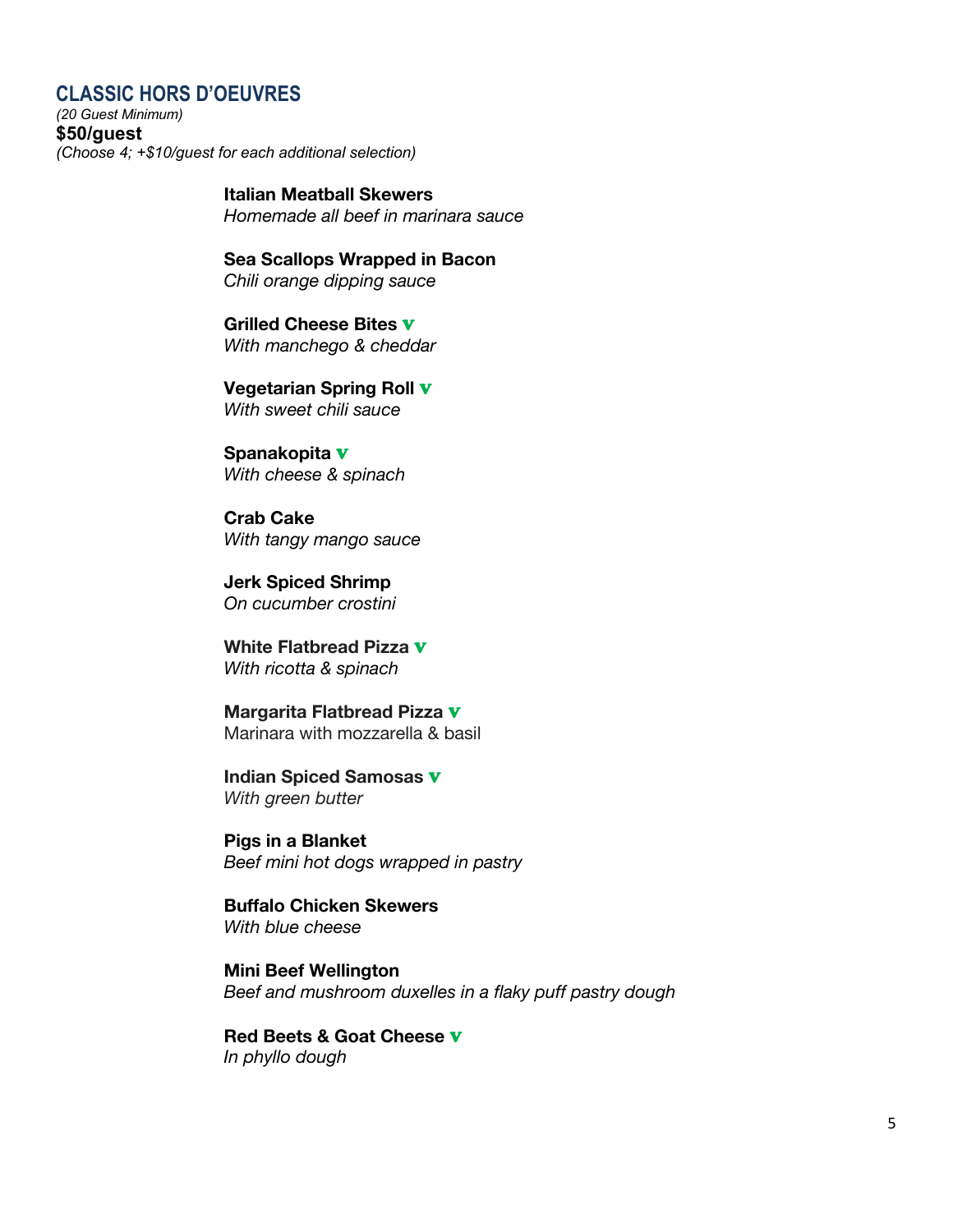## CLASSIC HORS D'OEUVRES

*(20 Guest Minimum)*

**$50/guest**

*(Choose 4; +$10/guest for each additional selection)*

**Italian Meatball Skewers**
*Homemade all beef in marinara sauce*

**Sea Scallops Wrapped in Bacon**
*Chili orange dipping sauce*

**Grilled Cheese Bites v**
*With manchego & cheddar*

**Vegetarian Spring Roll v**
*With sweet chili sauce*

**Spanakopita v**
*With cheese & spinach*

**Crab Cake**
*With tangy mango sauce*

**Jerk Spiced Shrimp**
*On cucumber crostini*

**White Flatbread Pizza v**
*With ricotta & spinach*

**Margarita Flatbread Pizza v**
Marinara with mozzarella & basil

**Indian Spiced Samosas v**
*With green butter*

**Pigs in a Blanket**
*Beef mini hot dogs wrapped in pastry*

**Buffalo Chicken Skewers**
*With blue cheese*

**Mini Beef Wellington**
*Beef and mushroom duxelles in a flaky puff pastry dough*

**Red Beets & Goat Cheese v**
*In phyllo dough*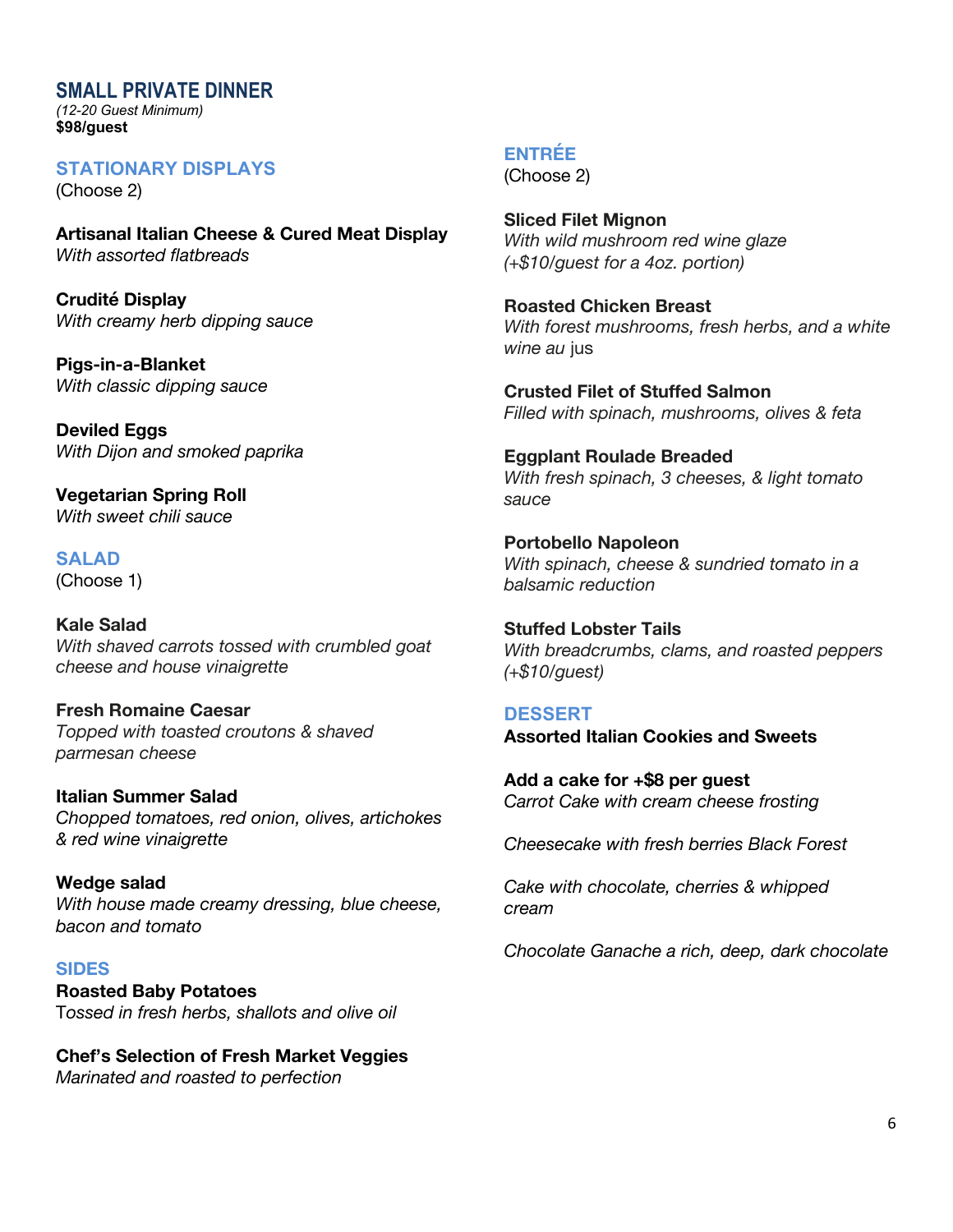# SMALL PRIVATE DINNER

*(12-20 Guest Minimum)*
**$98/guest**

## STATIONARY DISPLAYS

(Choose 2)

**Artisanal Italian Cheese & Cured Meat Display**
*With assorted flatbreads*

**Crudité Display**
*With creamy herb dipping sauce*

**Pigs-in-a-Blanket**
*With classic dipping sauce*

**Deviled Eggs**
*With Dijon and smoked paprika*

**Vegetarian Spring Roll**
*With sweet chili sauce*

## SALAD

(Choose 1)

**Kale Salad**
*With shaved carrots tossed with crumbled goat cheese and house vinaigrette*

**Fresh Romaine Caesar**
*Topped with toasted croutons & shaved parmesan cheese*

**Italian Summer Salad**
*Chopped tomatoes, red onion, olives, artichokes & red wine vinaigrette*

**Wedge salad**
*With house made creamy dressing, blue cheese, bacon and tomato*

## SIDES

**Roasted Baby Potatoes**
Tossed in fresh herbs, shallots and olive oil

**Chef's Selection of Fresh Market Veggies**
*Marinated and roasted to perfection*

## ENTRÉE

(Choose 2)

**Sliced Filet Mignon**
*With wild mushroom red wine glaze*
*(+$10/guest for a 4oz. portion)*

**Roasted Chicken Breast**
*With forest mushrooms, fresh herbs, and a white wine au* jus

**Crusted Filet of Stuffed Salmon**
*Filled with spinach, mushrooms, olives & feta*

**Eggplant Roulade Breaded**
*With fresh spinach, 3 cheeses, & light tomato sauce*

**Portobello Napoleon**
*With spinach, cheese & sundried tomato in a balsamic reduction*

**Stuffed Lobster Tails**
*With breadcrumbs, clams, and roasted peppers (+$10/guest)*

## DESSERT

**Assorted Italian Cookies and Sweets**

**Add a cake for +$8 per guest**
*Carrot Cake with cream cheese frosting*

*Cheesecake with fresh berries Black Forest*

*Cake with chocolate, cherries & whipped cream*

*Chocolate Ganache a rich, deep, dark chocolate*